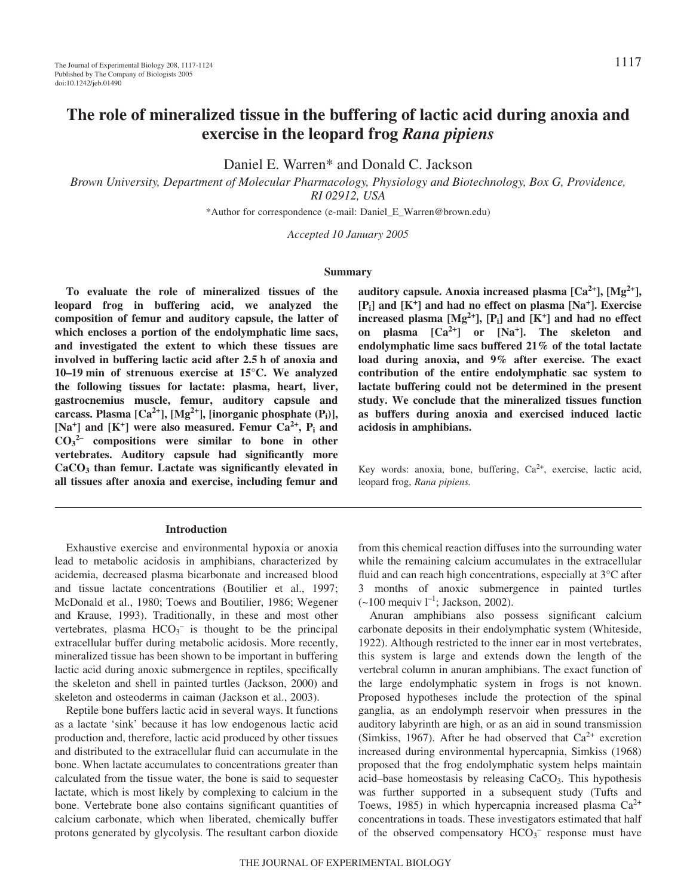# The role of mineralized tissue in the buffering of lactic acid during anoxia and exercise in the leopard frog *Rana pipiens*

Daniel E. Warren* and Donald C. Jackson

*Brown University, Department of Molecular Pharmacology, Physiology and Biotechnology, Box G, Providence, RI 02912, USA*

*Author for correspondence (e-mail: Daniel_E_Warren@brown.edu)

*Accepted 10 January 2005*

## Summary

**To evaluate the role of mineralized tissues of the leopard frog in buffering acid, we analyzed the composition of femur and auditory capsule, the latter of which encloses a portion of the endolymphatic lime sacs, and investigated the extent to which these tissues are involved in buffering lactic acid after 2.5 h of anoxia and 10–19 min of strenuous exercise at 15°C. We analyzed the following tissues for lactate: plasma, heart, liver, gastrocnemius muscle, femur, auditory capsule and carcass. Plasma [$Ca^{2+}$], [$Mg^{2+}$], [inorganic phosphate ($P_i$)], [$Na^+$] and [$K^+$] were also measured. Femur $Ca^{2+}$, $P_i$ and $CO_3^{2-}$ compositions were similar to bone in other vertebrates. Auditory capsule had significantly more $CaCO_3$ than femur. Lactate was significantly elevated in all tissues after anoxia and exercise, including femur and auditory capsule. Anoxia increased plasma [$Ca^{2+}$], [$Mg^{2+}$], [$P_i$] and [$K^+$] and had no effect on plasma [$Na^+$]. Exercise increased plasma [$Mg^{2+}$], [$P_i$] and [$K^+$] and had no effect on plasma [$Ca^{2+}$] or [$Na^+$]. The skeleton and endolymphatic lime sacs buffered 21% of the total lactate load during anoxia, and 9% after exercise. The exact contribution of the entire endolymphatic sac system to lactate buffering could not be determined in the present study. We conclude that the mineralized tissues function as buffers during anoxia and exercised induced lactic acidosis in amphibians.**

Key words: anoxia, bone, buffering, $Ca^{2+}$, exercise, lactic acid, leopard frog, *Rana pipiens.*

## Introduction

Exhaustive exercise and environmental hypoxia or anoxia lead to metabolic acidosis in amphibians, characterized by acidemia, decreased plasma bicarbonate and increased blood and tissue lactate concentrations (Boutilier et al., 1997; McDonald et al., 1980; Toews and Boutilier, 1986; Wegener and Krause, 1993). Traditionally, in these and most other vertebrates, plasma $HCO_3^-$ is thought to be the principal extracellular buffer during metabolic acidosis. More recently, mineralized tissue has been shown to be important in buffering lactic acid during anoxic submergence in reptiles, specifically the skeleton and shell in painted turtles (Jackson, 2000) and skeleton and osteoderms in caiman (Jackson et al., 2003).

Reptile bone buffers lactic acid in several ways. It functions as a lactate 'sink' because it has low endogenous lactic acid production and, therefore, lactic acid produced by other tissues and distributed to the extracellular fluid can accumulate in the bone. When lactate accumulates to concentrations greater than calculated from the tissue water, the bone is said to sequester lactate, which is most likely by complexing to calcium in the bone. Vertebrate bone also contains significant quantities of calcium carbonate, which when liberated, chemically buffer protons generated by glycolysis. The resultant carbon dioxide from this chemical reaction diffuses into the surrounding water while the remaining calcium accumulates in the extracellular fluid and can reach high concentrations, especially at 3°C after 3 months of anoxic submergence in painted turtles (~100 mequiv $l^{-1}$; Jackson, 2002).

Anuran amphibians also possess significant calcium carbonate deposits in their endolymphatic system (Whiteside, 1922). Although restricted to the inner ear in most vertebrates, this system is large and extends down the length of the vertebral column in anuran amphibians. The exact function of the large endolymphatic system in frogs is not known. Proposed hypotheses include the protection of the spinal ganglia, as an endolymph reservoir when pressures in the auditory labyrinth are high, or as an aid in sound transmission (Simkiss, 1967). After he had observed that $Ca^{2+}$ excretion increased during environmental hypercapnia, Simkiss (1968) proposed that the frog endolymphatic system helps maintain acid–base homeostasis by releasing $CaCO_3$. This hypothesis was further supported in a subsequent study (Tufts and Toews, 1985) in which hypercapnia increased plasma $Ca^{2+}$ concentrations in toads. These investigators estimated that half of the observed compensatory $HCO_3^-$ response must have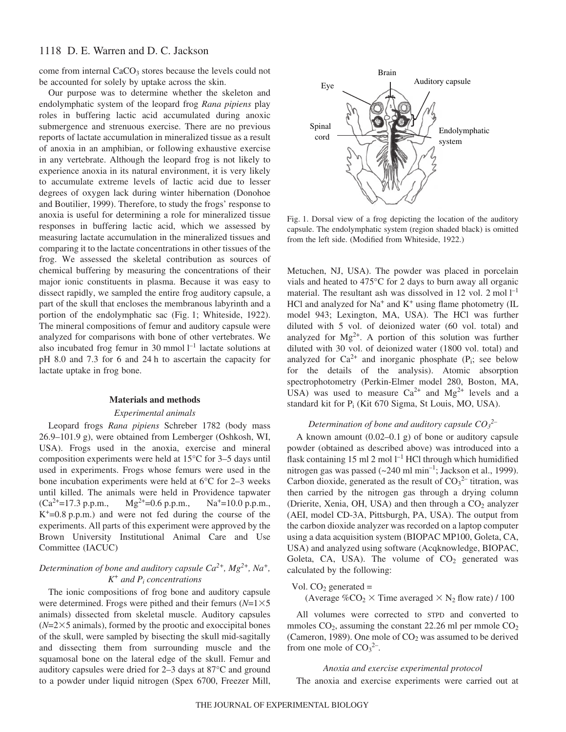come from internal $CaCO_3$ stores because the levels could not be accounted for solely by uptake across the skin.

Our purpose was to determine whether the skeleton and endolymphatic system of the leopard frog *Rana pipiens* play roles in buffering lactic acid accumulated during anoxic submergence and strenuous exercise. There are no previous reports of lactate accumulation in mineralized tissue as a result of anoxia in an amphibian, or following exhaustive exercise in any vertebrate. Although the leopard frog is not likely to experience anoxia in its natural environment, it is very likely to accumulate extreme levels of lactic acid due to lesser degrees of oxygen lack during winter hibernation (Donohoe and Boutilier, 1999). Therefore, to study the frogs' response to anoxia is useful for determining a role for mineralized tissue responses in buffering lactic acid, which we assessed by measuring lactate accumulation in the mineralized tissues and comparing it to the lactate concentrations in other tissues of the frog. We assessed the skeletal contribution as sources of chemical buffering by measuring the concentrations of their major ionic constituents in plasma. Because it was easy to dissect rapidly, we sampled the entire frog auditory capsule, a part of the skull that encloses the membranous labyrinth and a portion of the endolymphatic sac (Fig. 1; Whiteside, 1922). The mineral compositions of femur and auditory capsule were analyzed for comparisons with bone of other vertebrates. We also incubated frog femur in 30 mmol $l^{-1}$ lactate solutions at pH 8.0 and 7.3 for 6 and 24 h to ascertain the capacity for lactate uptake in frog bone.

Fig. 1. Dorsal view of a frog depicting the location of the auditory capsule. The endolymphatic system (region shaded black) is omitted from the left side. (Modified from Whiteside, 1922.)

## Materials and methods

### Experimental animals

Leopard frogs *Rana pipiens* Schreber 1782 (body mass 26.9–101.9 g), were obtained from Lemberger (Oshkosh, WI, USA). Frogs used in the anoxia, exercise and mineral composition experiments were held at 15°C for 3–5 days until used in experiments. Frogs whose femurs were used in the bone incubation experiments were held at 6°C for 2–3 weeks until killed. The animals were held in Providence tapwater ($Ca^{2+}$=17.3 p.p.m., $Mg^{2+}$=0.6 p.p.m., $Na^{+}$=10.0 p.p.m., $K^{+}$=0.8 p.p.m.) and were not fed during the course of the experiments. All parts of this experiment were approved by the Brown University Institutional Animal Care and Use Committee (IACUC)

### *Determination of bone and auditory capsule $Ca^{2+}$, $Mg^{2+}$, $Na^{+}$, $K^{+}$ and $P_i$ concentrations*

The ionic compositions of frog bone and auditory capsule were determined. Frogs were pithed and their femurs ($N$=1×5 animals) dissected from skeletal muscle. Auditory capsules ($N$=2×5 animals), formed by the prootic and exoccipital bones of the skull, were sampled by bisecting the skull mid-sagitally and dissecting them from surrounding muscle and the squamosal bone on the lateral edge of the skull. Femur and auditory capsules were dried for 2–3 days at 87°C and ground to a powder under liquid nitrogen (Spex 6700, Freezer Mill, Metuchen, NJ, USA). The powder was placed in porcelain vials and heated to 475°C for 2 days to burn away all organic material. The resultant ash was dissolved in 12 vol. 2 mol $l^{-1}$ HCl and analyzed for $Na^{+}$ and $K^{+}$ using flame photometry (IL model 943; Lexington, MA, USA). The HCl was further diluted with 5 vol. of deionized water (60 vol. total) and analyzed for $Mg^{2+}$. A portion of this solution was further diluted with 30 vol. of deionized water (1800 vol. total) and analyzed for $Ca^{2+}$ and inorganic phosphate ($P_i$; see below for the details of the analysis). Atomic absorption spectrophotometry (Perkin-Elmer model 280, Boston, MA, USA) was used to measure $Ca^{2+}$ and $Mg^{2+}$ levels and a standard kit for $P_i$ (Kit 670 Sigma, St Louis, MO, USA).

### *Determination of bone and auditory capsule $CO_3^{2-}$*

A known amount (0.02–0.1 g) of bone or auditory capsule powder (obtained as described above) was introduced into a flask containing 15 ml 2 mol $l^{-1}$ HCl through which humidified nitrogen gas was passed (~240 ml $min^{-1}$; Jackson et al., 1999). Carbon dioxide, generated as the result of $CO_3^{2-}$ titration, was then carried by the nitrogen gas through a drying column (Drierite, Xenia, OH, USA) and then through a $CO_2$ analyzer (AEI, model CD-3A, Pittsburgh, PA, USA). The output from the carbon dioxide analyzer was recorded on a laptop computer using a data acquisition system (BIOPAC MP100, Goleta, CA, USA) and analyzed using software (Acqknowledge, BIOPAC, Goleta, CA, USA). The volume of $CO_2$ generated was calculated by the following:

$$\text{Vol. } CO_2 \text{ generated} = (\text{Average } \%CO_2 \times \text{Time averaged} \times N_2 \text{ flow rate}) / 100$$

All volumes were corrected to STPD and converted to mmoles $CO_2$, assuming the constant 22.26 ml per mmole $CO_2$ (Cameron, 1989). One mole of $CO_2$ was assumed to be derived from one mole of $CO_3^{2-}$.

### *Anoxia and exercise experimental protocol*

The anoxia and exercise experiments were carried out at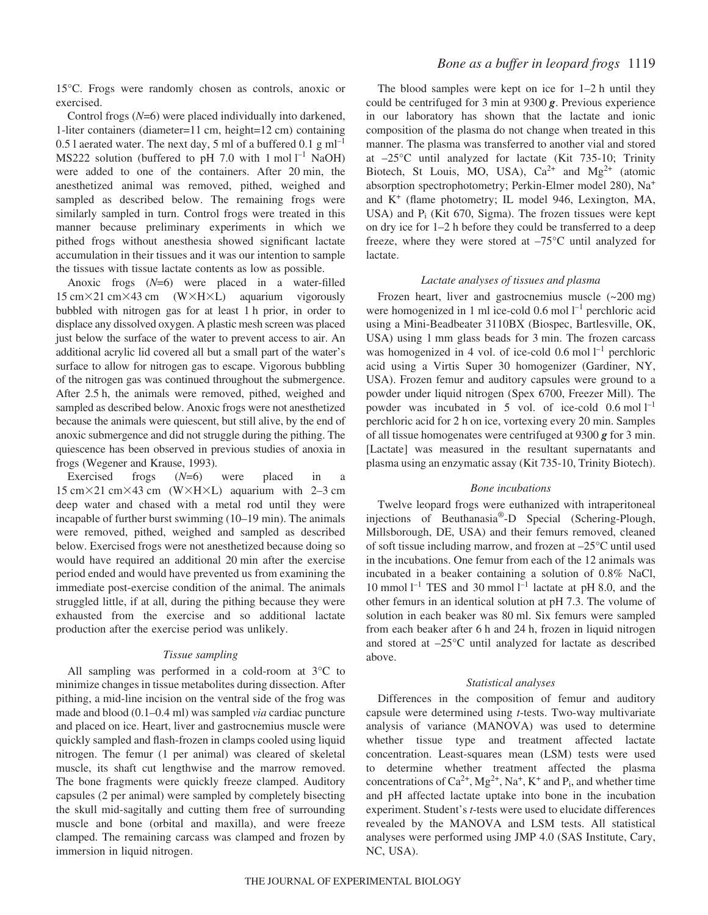15°C. Frogs were randomly chosen as controls, anoxic or exercised.

Control frogs ($N$=6) were placed individually into darkened, 1-liter containers (diameter=11 cm, height=12 cm) containing 0.5 l aerated water. The next day, 5 ml of a buffered 0.1 g $ml^{-1}$ MS222 solution (buffered to pH 7.0 with 1 mol $l^{-1}$ NaOH) were added to one of the containers. After 20 min, the anesthetized animal was removed, pithed, weighed and sampled as described below. The remaining frogs were similarly sampled in turn. Control frogs were treated in this manner because preliminary experiments in which we pithed frogs without anesthesia showed significant lactate accumulation in their tissues and it was our intention to sample the tissues with tissue lactate contents as low as possible.

Anoxic frogs ($N$=6) were placed in a water-filled 15 cm×21 cm×43 cm (W×H×L) aquarium vigorously bubbled with nitrogen gas for at least 1 h prior, in order to displace any dissolved oxygen. A plastic mesh screen was placed just below the surface of the water to prevent access to air. An additional acrylic lid covered all but a small part of the water's surface to allow for nitrogen gas to escape. Vigorous bubbling of the nitrogen gas was continued throughout the submergence. After 2.5 h, the animals were removed, pithed, weighed and sampled as described below. Anoxic frogs were not anesthetized because the animals were quiescent, but still alive, by the end of anoxic submergence and did not struggle during the pithing. The quiescence has been observed in previous studies of anoxia in frogs (Wegener and Krause, 1993).

Exercised frogs ($N$=6) were placed in a 15 cm×21 cm×43 cm (W×H×L) aquarium with 2–3 cm deep water and chased with a metal rod until they were incapable of further burst swimming (10–19 min). The animals were removed, pithed, weighed and sampled as described below. Exercised frogs were not anesthetized because doing so would have required an additional 20 min after the exercise period ended and would have prevented us from examining the immediate post-exercise condition of the animal. The animals struggled little, if at all, during the pithing because they were exhausted from the exercise and so additional lactate production after the exercise period was unlikely.

### *Tissue sampling*

All sampling was performed in a cold-room at 3°C to minimize changes in tissue metabolites during dissection. After pithing, a mid-line incision on the ventral side of the frog was made and blood (0.1–0.4 ml) was sampled *via* cardiac puncture and placed on ice. Heart, liver and gastrocnemius muscle were quickly sampled and flash-frozen in clamps cooled using liquid nitrogen. The femur (1 per animal) was cleared of skeletal muscle, its shaft cut lengthwise and the marrow removed. The bone fragments were quickly freeze clamped. Auditory capsules (2 per animal) were sampled by completely bisecting the skull mid-sagitally and cutting them free of surrounding muscle and bone (orbital and maxilla), and were freeze clamped. The remaining carcass was clamped and frozen by immersion in liquid nitrogen.

The blood samples were kept on ice for 1–2 h until they could be centrifuged for 3 min at 9300 ***g***. Previous experience in our laboratory has shown that the lactate and ionic composition of the plasma do not change when treated in this manner. The plasma was transferred to another vial and stored at –25°C until analyzed for lactate (Kit 735-10; Trinity Biotech, St Louis, MO, USA), $Ca^{2+}$ and $Mg^{2+}$ (atomic absorption spectrophotometry; Perkin-Elmer model 280), $Na^{+}$ and $K^{+}$ (flame photometry; IL model 946, Lexington, MA, USA) and $P_i$ (Kit 670, Sigma). The frozen tissues were kept on dry ice for 1–2 h before they could be transferred to a deep freeze, where they were stored at –75°C until analyzed for lactate.

### *Lactate analyses of tissues and plasma*

Frozen heart, liver and gastrocnemius muscle (~200 mg) were homogenized in 1 ml ice-cold 0.6 mol $l^{-1}$ perchloric acid using a Mini-Beadbeater 3110BX (Biospec, Bartlesville, OK, USA) using 1 mm glass beads for 3 min. The frozen carcass was homogenized in 4 vol. of ice-cold 0.6 mol $l^{-1}$ perchloric acid using a Virtis Super 30 homogenizer (Gardiner, NY, USA). Frozen femur and auditory capsules were ground to a powder under liquid nitrogen (Spex 6700, Freezer Mill). The powder was incubated in 5 vol. of ice-cold 0.6 mol $l^{-1}$ perchloric acid for 2 h on ice, vortexing every 20 min. Samples of all tissue homogenates were centrifuged at 9300 ***g*** for 3 min. [Lactate] was measured in the resultant supernatants and plasma using an enzymatic assay (Kit 735-10, Trinity Biotech).

### *Bone incubations*

Twelve leopard frogs were euthanized with intraperitoneal injections of Beuthanasia®-D Special (Schering-Plough, Millsborough, DE, USA) and their femurs removed, cleaned of soft tissue including marrow, and frozen at –25°C until used in the incubations. One femur from each of the 12 animals was incubated in a beaker containing a solution of 0.8% NaCl, 10 mmol $l^{-1}$ TES and 30 mmol $l^{-1}$ lactate at pH 8.0, and the other femurs in an identical solution at pH 7.3. The volume of solution in each beaker was 80 ml. Six femurs were sampled from each beaker after 6 h and 24 h, frozen in liquid nitrogen and stored at –25°C until analyzed for lactate as described above.

### *Statistical analyses*

Differences in the composition of femur and auditory capsule were determined using *t*-tests. Two-way multivariate analysis of variance (MANOVA) was used to determine whether tissue type and treatment affected lactate concentration. Least-squares mean (LSM) tests were used to determine whether treatment affected the plasma concentrations of $Ca^{2+}$, $Mg^{2+}$, $Na^{+}$, $K^{+}$ and $P_i$, and whether time and pH affected lactate uptake into bone in the incubation experiment. Student's *t*-tests were used to elucidate differences revealed by the MANOVA and LSM tests. All statistical analyses were performed using JMP 4.0 (SAS Institute, Cary, NC, USA).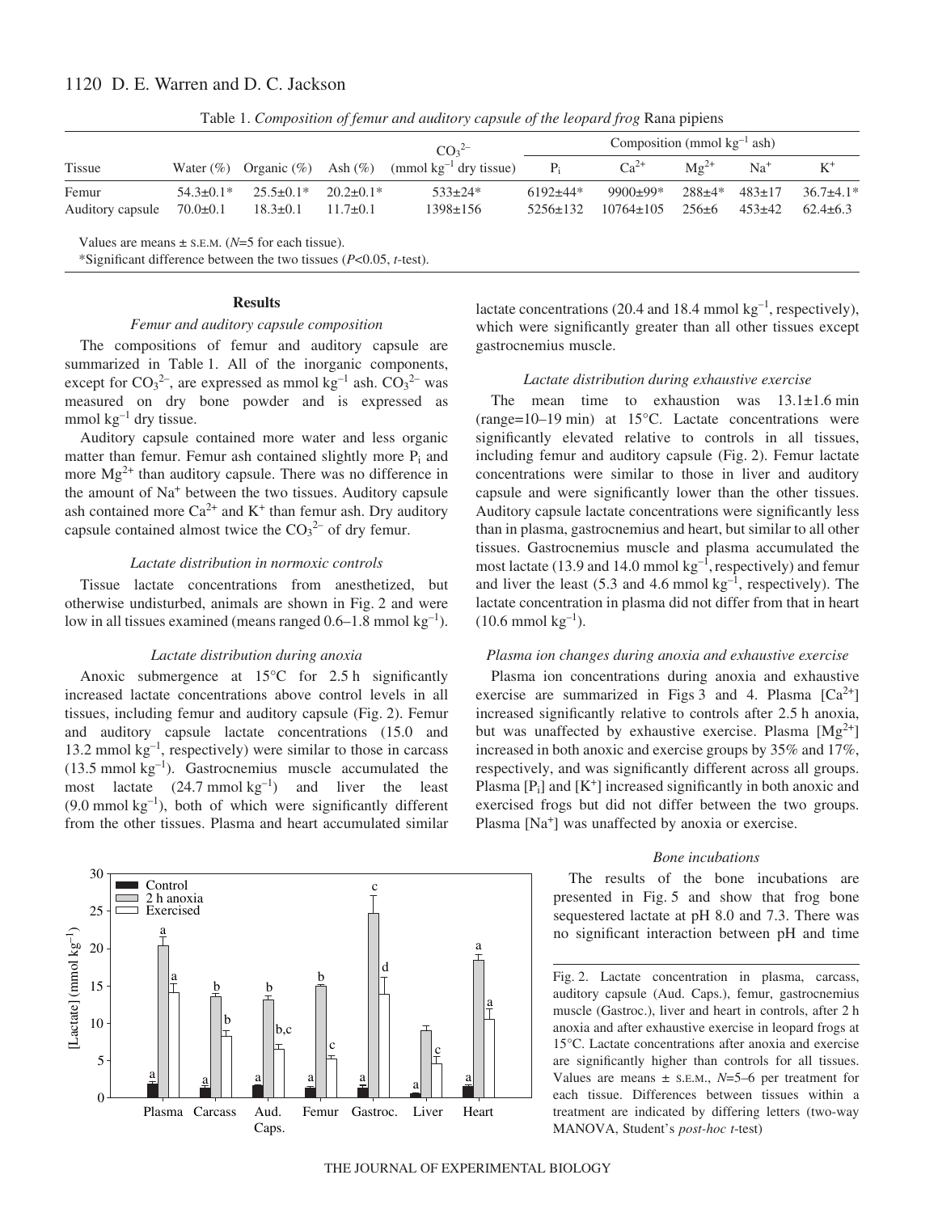Table 1. *Composition of femur and auditory capsule of the leopard frog* Rana pipiens

| Tissue | Water (%) | Organic (%) | Ash (%) | $CO_3^{2-}$ (mmol $kg^{-1}$ dry tissue) | Composition (mmol $kg^{-1}$ ash) $P_i$ | $Ca^{2+}$ | $Mg^{2+}$ | $Na^+$ | $K^+$ |
|---|---|---|---|---|---|---|---|---|---|
| Femur | 54.3±0.1* | 25.5±0.1* | 20.2±0.1* | 533±24* | 6192±44* | 9900±99* | 288±4* | 483±17 | 36.7±4.1* |
| Auditory capsule | 70.0±0.1 | 18.3±0.1 | 11.7±0.1 | 1398±156 | 5256±132 | 10764±105 | 256±6 | 453±42 | 62.4±6.3 |

Values are means ± S.E.M. (*N*=5 for each tissue).

*Significant difference between the two tissues (*P*<0.05, *t*-test).

## Results

### *Femur and auditory capsule composition*

The compositions of femur and auditory capsule are summarized in Table 1. All of the inorganic components, except for $CO_3^{2-}$, are expressed as mmol $kg^{-1}$ ash. $CO_3^{2-}$ was measured on dry bone powder and is expressed as mmol $kg^{-1}$ dry tissue.

Auditory capsule contained more water and less organic matter than femur. Femur ash contained slightly more $P_i$ and more $Mg^{2+}$ than auditory capsule. There was no difference in the amount of $Na^+$ between the two tissues. Auditory capsule ash contained more $Ca^{2+}$ and $K^+$ than femur ash. Dry auditory capsule contained almost twice the $CO_3^{2-}$ of dry femur.

### *Lactate distribution in normoxic controls*

Tissue lactate concentrations from anesthetized, but otherwise undisturbed, animals are shown in Fig. 2 and were low in all tissues examined (means ranged 0.6–1.8 mmol $kg^{-1}$).

### *Lactate distribution during anoxia*

Anoxic submergence at 15°C for 2.5 h significantly increased lactate concentrations above control levels in all tissues, including femur and auditory capsule (Fig. 2). Femur and auditory capsule lactate concentrations (15.0 and 13.2 mmol $kg^{-1}$, respectively) were similar to those in carcass (13.5 mmol $kg^{-1}$). Gastrocnemius muscle accumulated the most lactate (24.7 mmol $kg^{-1}$) and liver the least (9.0 mmol $kg^{-1}$), both of which were significantly different from the other tissues. Plasma and heart accumulated similar lactate concentrations (20.4 and 18.4 mmol $kg^{-1}$, respectively), which were significantly greater than all other tissues except gastrocnemius muscle.

### *Lactate distribution during exhaustive exercise*

The mean time to exhaustion was 13.1±1.6 min (range=10–19 min) at 15°C. Lactate concentrations were significantly elevated relative to controls in all tissues, including femur and auditory capsule (Fig. 2). Femur lactate concentrations were similar to those in liver and auditory capsule and were significantly lower than the other tissues. Auditory capsule lactate concentrations were significantly less than in plasma, gastrocnemius and heart, but similar to all other tissues. Gastrocnemius muscle and plasma accumulated the most lactate (13.9 and 14.0 mmol $kg^{-1}$, respectively) and femur and liver the least (5.3 and 4.6 mmol $kg^{-1}$, respectively). The lactate concentration in plasma did not differ from that in heart (10.6 mmol $kg^{-1}$).

### *Plasma ion changes during anoxia and exhaustive exercise*

Plasma ion concentrations during anoxia and exhaustive exercise are summarized in Figs 3 and 4. Plasma [$Ca^{2+}$] increased significantly relative to controls after 2.5 h anoxia, but was unaffected by exhaustive exercise. Plasma [$Mg^{2+}$] increased in both anoxic and exercise groups by 35% and 17%, respectively, and was significantly different across all groups. Plasma [$P_i$] and [$K^+$] increased significantly in both anoxic and exercised frogs but did not differ between the two groups. Plasma [$Na^+$] was unaffected by anoxia or exercise.

### *Bone incubations*

The results of the bone incubations are presented in Fig. 5 and show that frog bone sequestered lactate at pH 8.0 and 7.3. There was no significant interaction between pH and time

Fig. 2. Lactate concentration in plasma, carcass, auditory capsule (Aud. Caps.), femur, gastrocnemius muscle (Gastroc.), liver and heart in controls, after 2 h anoxia and after exhaustive exercise in leopard frogs at 15°C. Lactate concentrations after anoxia and exercise are significantly higher than controls for all tissues. Values are means ± S.E.M., *N*=5–6 per treatment for each tissue. Differences between tissues within a treatment are indicated by differing letters (two-way MANOVA, Student's *post-hoc t*-test)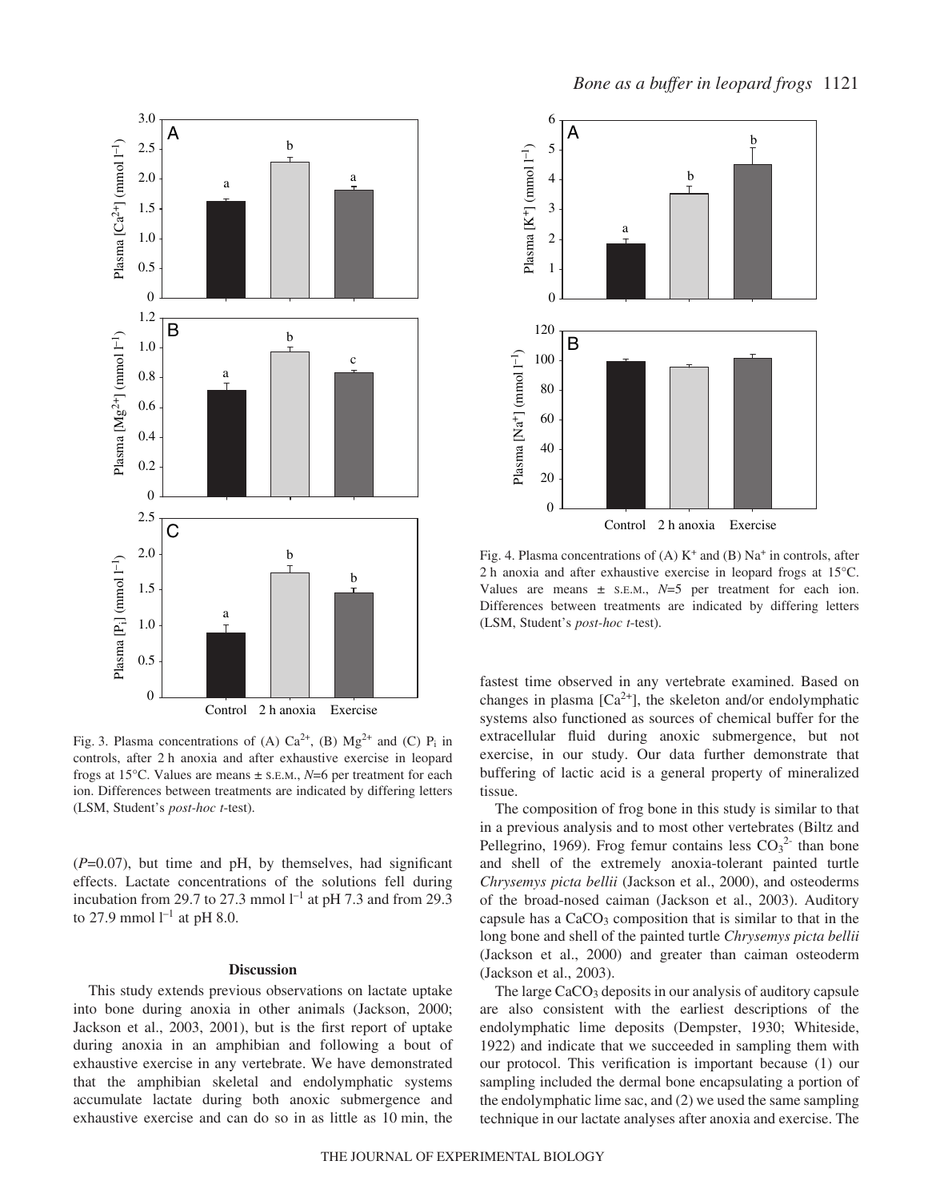Fig. 3. Plasma concentrations of (A) $Ca^{2+}$, (B) $Mg^{2+}$ and (C) $P_i$ in controls, after 2 h anoxia and after exhaustive exercise in leopard frogs at 15°C. Values are means ± S.E.M., $N$=6 per treatment for each ion. Differences between treatments are indicated by differing letters (LSM, Student's *post-hoc t*-test).

Fig. 4. Plasma concentrations of (A) $K^+$ and (B) $Na^+$ in controls, after 2 h anoxia and after exhaustive exercise in leopard frogs at 15°C. Values are means ± S.E.M., $N$=5 per treatment for each ion. Differences between treatments are indicated by differing letters (LSM, Student's *post-hoc t*-test).

($P$=0.07), but time and pH, by themselves, had significant effects. Lactate concentrations of the solutions fell during incubation from 29.7 to 27.3 mmol $l^{-1}$ at pH 7.3 and from 29.3 to 27.9 mmol $l^{-1}$ at pH 8.0.

## Discussion

This study extends previous observations on lactate uptake into bone during anoxia in other animals (Jackson, 2000; Jackson et al., 2003, 2001), but is the first report of uptake during anoxia in an amphibian and following a bout of exhaustive exercise in any vertebrate. We have demonstrated that the amphibian skeletal and endolymphatic systems accumulate lactate during both anoxic submergence and exhaustive exercise and can do so in as little as 10 min, the fastest time observed in any vertebrate examined. Based on changes in plasma [$Ca^{2+}$], the skeleton and/or endolymphatic systems also functioned as sources of chemical buffer for the extracellular fluid during anoxic submergence, but not exercise, in our study. Our data further demonstrate that buffering of lactic acid is a general property of mineralized tissue.

The composition of frog bone in this study is similar to that in a previous analysis and to most other vertebrates (Biltz and Pellegrino, 1969). Frog femur contains less $CO_3^{2-}$ than bone and shell of the extremely anoxia-tolerant painted turtle *Chrysemys picta bellii* (Jackson et al., 2000), and osteoderms of the broad-nosed caiman (Jackson et al., 2003). Auditory capsule has a $CaCO_3$ composition that is similar to that in the long bone and shell of the painted turtle *Chrysemys picta bellii* (Jackson et al., 2000) and greater than caiman osteoderm (Jackson et al., 2003).

The large $CaCO_3$ deposits in our analysis of auditory capsule are also consistent with the earliest descriptions of the endolymphatic lime deposits (Dempster, 1930; Whiteside, 1922) and indicate that we succeeded in sampling them with our protocol. This verification is important because (1) our sampling included the dermal bone encapsulating a portion of the endolymphatic lime sac, and (2) we used the same sampling technique in our lactate analyses after anoxia and exercise. The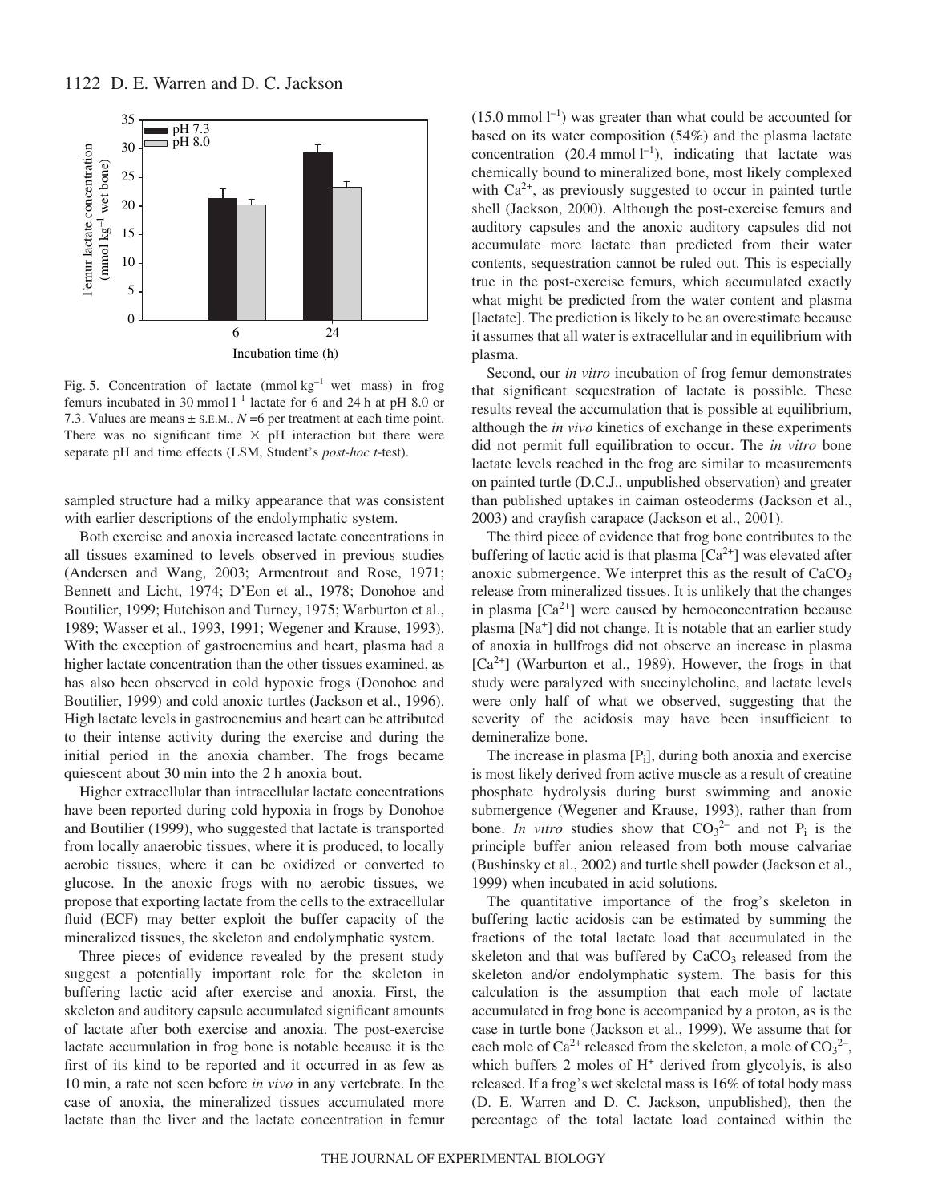Fig. 5. Concentration of lactate (mmol $kg^{-1}$ wet mass) in frog femurs incubated in 30 mmol $l^{-1}$ lactate for 6 and 24 h at pH 8.0 or 7.3. Values are means ± S.E.M., $N$ =6 per treatment at each time point. There was no significant time × pH interaction but there were separate pH and time effects (LSM, Student's *post-hoc t*-test).

sampled structure had a milky appearance that was consistent with earlier descriptions of the endolymphatic system.

Both exercise and anoxia increased lactate concentrations in all tissues examined to levels observed in previous studies (Andersen and Wang, 2003; Armentrout and Rose, 1971; Bennett and Licht, 1974; D'Eon et al., 1978; Donohoe and Boutilier, 1999; Hutchison and Turney, 1975; Warburton et al., 1989; Wasser et al., 1993, 1991; Wegener and Krause, 1993). With the exception of gastrocnemius and heart, plasma had a higher lactate concentration than the other tissues examined, as has also been observed in cold hypoxic frogs (Donohoe and Boutilier, 1999) and cold anoxic turtles (Jackson et al., 1996). High lactate levels in gastrocnemius and heart can be attributed to their intense activity during the exercise and during the initial period in the anoxia chamber. The frogs became quiescent about 30 min into the 2 h anoxia bout.

Higher extracellular than intracellular lactate concentrations have been reported during cold hypoxia in frogs by Donohoe and Boutilier (1999), who suggested that lactate is transported from locally anaerobic tissues, where it is produced, to locally aerobic tissues, where it can be oxidized or converted to glucose. In the anoxic frogs with no aerobic tissues, we propose that exporting lactate from the cells to the extracellular fluid (ECF) may better exploit the buffer capacity of the mineralized tissues, the skeleton and endolymphatic system.

Three pieces of evidence revealed by the present study suggest a potentially important role for the skeleton in buffering lactic acid after exercise and anoxia. First, the skeleton and auditory capsule accumulated significant amounts of lactate after both exercise and anoxia. The post-exercise lactate accumulation in frog bone is notable because it is the first of its kind to be reported and it occurred in as few as 10 min, a rate not seen before *in vivo* in any vertebrate. In the case of anoxia, the mineralized tissues accumulated more lactate than the liver and the lactate concentration in femur (15.0 mmol $l^{-1}$) was greater than what could be accounted for based on its water composition (54%) and the plasma lactate concentration (20.4 mmol $l^{-1}$), indicating that lactate was chemically bound to mineralized bone, most likely complexed with $Ca^{2+}$, as previously suggested to occur in painted turtle shell (Jackson, 2000). Although the post-exercise femurs and auditory capsules and the anoxic auditory capsules did not accumulate more lactate than predicted from their water contents, sequestration cannot be ruled out. This is especially true in the post-exercise femurs, which accumulated exactly what might be predicted from the water content and plasma [lactate]. The prediction is likely to be an overestimate because it assumes that all water is extracellular and in equilibrium with plasma.

Second, our *in vitro* incubation of frog femur demonstrates that significant sequestration of lactate is possible. These results reveal the accumulation that is possible at equilibrium, although the *in vivo* kinetics of exchange in these experiments did not permit full equilibration to occur. The *in vitro* bone lactate levels reached in the frog are similar to measurements on painted turtle (D.C.J., unpublished observation) and greater than published uptakes in caiman osteoderms (Jackson et al., 2003) and crayfish carapace (Jackson et al., 2001).

The third piece of evidence that frog bone contributes to the buffering of lactic acid is that plasma [$Ca^{2+}$] was elevated after anoxic submergence. We interpret this as the result of $CaCO_3$ release from mineralized tissues. It is unlikely that the changes in plasma [$Ca^{2+}$] were caused by hemoconcentration because plasma [$Na^+$] did not change. It is notable that an earlier study of anoxia in bullfrogs did not observe an increase in plasma [$Ca^{2+}$] (Warburton et al., 1989). However, the frogs in that study were paralyzed with succinylcholine, and lactate levels were only half of what we observed, suggesting that the severity of the acidosis may have been insufficient to demineralize bone.

The increase in plasma [$P_i$], during both anoxia and exercise is most likely derived from active muscle as a result of creatine phosphate hydrolysis during burst swimming and anoxic submergence (Wegener and Krause, 1993), rather than from bone. *In vitro* studies show that $CO_3^{2-}$ and not $P_i$ is the principle buffer anion released from both mouse calvariae (Bushinsky et al., 2002) and turtle shell powder (Jackson et al., 1999) when incubated in acid solutions.

The quantitative importance of the frog's skeleton in buffering lactic acidosis can be estimated by summing the fractions of the total lactate load that accumulated in the skeleton and that was buffered by $CaCO_3$ released from the skeleton and/or endolymphatic system. The basis for this calculation is the assumption that each mole of lactate accumulated in frog bone is accompanied by a proton, as is the case in turtle bone (Jackson et al., 1999). We assume that for each mole of $Ca^{2+}$ released from the skeleton, a mole of $CO_3^{2-}$, which buffers 2 moles of $H^+$ derived from glycolyis, is also released. If a frog's wet skeletal mass is 16% of total body mass (D. E. Warren and D. C. Jackson, unpublished), then the percentage of the total lactate load contained within the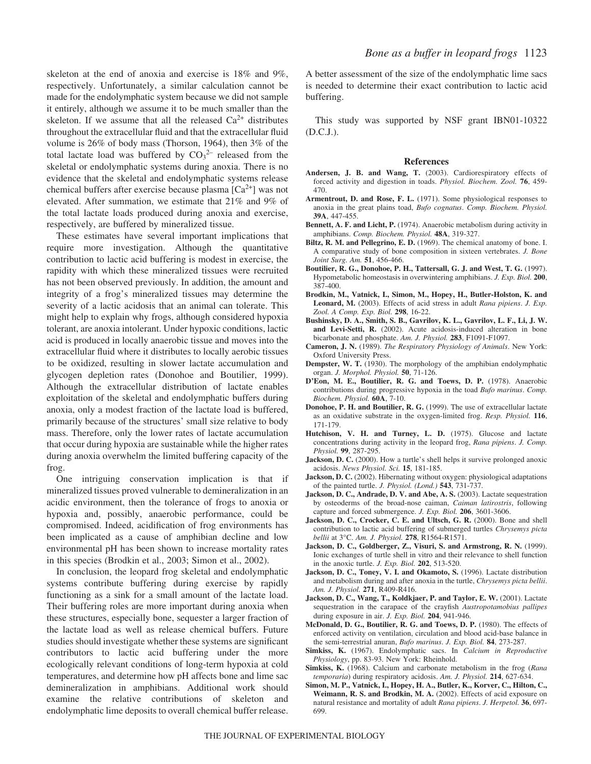skeleton at the end of anoxia and exercise is 18% and 9%, respectively. Unfortunately, a similar calculation cannot be made for the endolymphatic system because we did not sample it entirely, although we assume it to be much smaller than the skeleton. If we assume that all the released $Ca^{2+}$ distributes throughout the extracellular fluid and that the extracellular fluid volume is 26% of body mass (Thorson, 1964), then 3% of the total lactate load was buffered by $CO_3^{2-}$ released from the skeletal or endolymphatic systems during anoxia. There is no evidence that the skeletal and endolymphatic systems release chemical buffers after exercise because plasma [$Ca^{2+}$] was not elevated. After summation, we estimate that 21% and 9% of the total lactate loads produced during anoxia and exercise, respectively, are buffered by mineralized tissue.

These estimates have several important implications that require more investigation. Although the quantitative contribution to lactic acid buffering is modest in exercise, the rapidity with which these mineralized tissues were recruited has not been observed previously. In addition, the amount and integrity of a frog's mineralized tissues may determine the severity of a lactic acidosis that an animal can tolerate. This might help to explain why frogs, although considered hypoxia tolerant, are anoxia intolerant. Under hypoxic conditions, lactic acid is produced in locally anaerobic tissue and moves into the extracellular fluid where it distributes to locally aerobic tissues to be oxidized, resulting in slower lactate accumulation and glycogen depletion rates (Donohoe and Boutilier, 1999). Although the extracellular distribution of lactate enables exploitation of the skeletal and endolymphatic buffers during anoxia, only a modest fraction of the lactate load is buffered, primarily because of the structures' small size relative to body mass. Therefore, only the lower rates of lactate accumulation that occur during hypoxia are sustainable while the higher rates during anoxia overwhelm the limited buffering capacity of the frog.

One intriguing conservation implication is that if mineralized tissues proved vulnerable to demineralization in an acidic environment, then the tolerance of frogs to anoxia or hypoxia and, possibly, anaerobic performance, could be compromised. Indeed, acidification of frog environments has been implicated as a cause of amphibian decline and low environmental pH has been shown to increase mortality rates in this species (Brodkin et al., 2003; Simon et al., 2002).

In conclusion, the leopard frog skeletal and endolymphatic systems contribute buffering during exercise by rapidly functioning as a sink for a small amount of the lactate load. Their buffering roles are more important during anoxia when these structures, especially bone, sequester a larger fraction of the lactate load as well as release chemical buffers. Future studies should investigate whether these systems are significant contributors to lactic acid buffering under the more ecologically relevant conditions of long-term hypoxia at cold temperatures, and determine how pH affects bone and lime sac demineralization in amphibians. Additional work should examine the relative contributions of skeleton and endolymphatic lime deposits to overall chemical buffer release. A better assessment of the size of the endolymphatic lime sacs is needed to determine their exact contribution to lactic acid buffering.

This study was supported by NSF grant IBN01-10322 (D.C.J.).

## References

**Andersen, J. B. and Wang, T.** (2003). Cardiorespiratory effects of forced activity and digestion in toads. *Physiol. Biochem. Zool.* **76**, 459-470.

**Armentrout, D. and Rose, F. L.** (1971). Some physiological responses to anoxia in the great plains toad, *Bufo cognatus*. *Comp. Biochem. Physiol.* **39A**, 447-455.

**Bennett, A. F. and Licht, P.** (1974). Anaerobic metabolism during activity in amphibians. *Comp. Biochem. Physiol.* **48A**, 319-327.

**Biltz, R. M. and Pellegrino, E. D.** (1969). The chemical anatomy of bone. I. A comparative study of bone composition in sixteen vertebrates. *J. Bone Joint Surg. Am.* **51**, 456-466.

**Boutilier, R. G., Donohoe, P. H., Tattersall, G. J. and West, T. G.** (1997). Hypometabolic homeostasis in overwintering amphibians. *J. Exp. Biol.* **200**, 387-400.

**Brodkin, M., Vatnick, I., Simon, M., Hopey, H., Butler-Holston, K. and Leonard, M.** (2003). Effects of acid stress in adult *Rana pipiens*. *J. Exp. Zool. A Comp. Exp. Biol.* **298**, 16-22.

**Bushinsky, D. A., Smith, S. B., Gavrilov, K. L., Gavrilov, L. F., Li, J. W. and Levi-Setti, R.** (2002). Acute acidosis-induced alteration in bone bicarbonate and phosphate. *Am. J. Physiol.* **283**, F1091-F1097.

**Cameron, J. N.** (1989). *The Respiratory Physiology of Animals*. New York: Oxford University Press.

**Dempster, W. T.** (1930). The morphology of the amphibian endolymphatic organ. *J. Morphol. Physiol.* **50**, 71-126.

**D'Eon, M. E., Boutilier, R. G. and Toews, D. P.** (1978). Anaerobic contributions during progressive hypoxia in the toad *Bufo marinus*. *Comp. Biochem. Physiol.* **60A**, 7-10.

**Donohoe, P. H. and Boutilier, R. G.** (1999). The use of extracellular lactate as an oxidative substrate in the oxygen-limited frog. *Resp. Physiol.* **116**, 171-179.

**Hutchison, V. H. and Turney, L. D.** (1975). Glucose and lactate concentrations during activity in the leopard frog, *Rana pipiens*. *J. Comp. Physiol.* **99**, 287-295.

**Jackson, D. C.** (2000). How a turtle's shell helps it survive prolonged anoxic acidosis. *News Physiol. Sci.* **15**, 181-185.

**Jackson, D. C.** (2002). Hibernating without oxygen: physiological adaptations of the painted turtle. *J. Physiol. (Lond.)* **543**, 731-737.

**Jackson, D. C., Andrade, D. V. and Abe, A. S.** (2003). Lactate sequestration by osteoderms of the broad-nose caiman, *Caiman latirostris*, following capture and forced submergence. *J. Exp. Biol.* **206**, 3601-3606.

**Jackson, D. C., Crocker, C. E. and Ultsch, G. R.** (2000). Bone and shell contribution to lactic acid buffering of submerged turtles *Chrysemys picta bellii* at 3°C. *Am. J. Physiol.* **278**, R1564-R1571.

**Jackson, D. C., Goldberger, Z., Visuri, S. and Armstrong, R. N.** (1999). Ionic exchanges of turtle shell in vitro and their relevance to shell function in the anoxic turtle. *J. Exp. Biol.* **202**, 513-520.

**Jackson, D. C., Toney, V. I. and Okamoto, S.** (1996). Lactate distribution and metabolism during and after anoxia in the turtle, *Chrysemys picta bellii*. *Am. J. Physiol.* **271**, R409-R416.

**Jackson, D. C., Wang, T., Koldkjaer, P. and Taylor, E. W.** (2001). Lactate sequestration in the carapace of the crayfish *Austropotamobius pallipes* during exposure in air. *J. Exp. Biol.* **204**, 941-946.

**McDonald, D. G., Boutilier, R. G. and Toews, D. P.** (1980). The effects of enforced activity on ventilation, circulation and blood acid-base balance in the semi-terrestrial anuran, *Bufo marinus*. *J. Exp. Biol.* **84**, 273-287.

**Simkiss, K.** (1967). Endolymphatic sacs. In *Calcium in Reproductive Physiology*, pp. 83-93. New York: Rheinhold.

**Simkiss, K.** (1968). Calcium and carbonate metabolism in the frog (*Rana temporaria*) during respiratory acidosis. *Am. J. Physiol.* **214**, 627-634.

**Simon, M. P., Vatnick, I., Hopey, H. A., Butler, K., Korver, C., Hilton, C., Weimann, R. S. and Brodkin, M. A.** (2002). Effects of acid exposure on natural resistance and mortality of adult *Rana pipiens*. *J. Herpetol.* **36**, 697-699.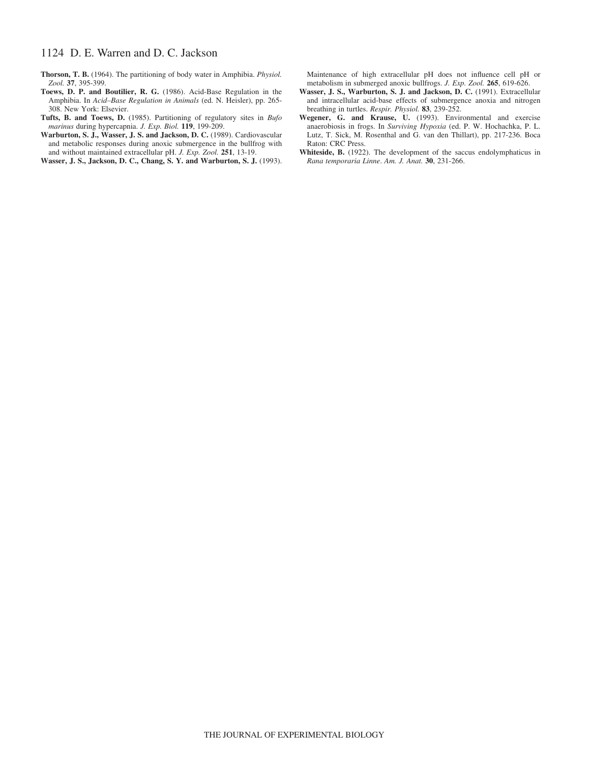**Thorson, T. B.** (1964). The partitioning of body water in Amphibia. *Physiol. Zool.* **37**, 395-399.

**Toews, D. P. and Boutilier, R. G.** (1986). Acid-Base Regulation in the Amphibia. In *Acid–Base Regulation in Animals* (ed. N. Heisler), pp. 265-308. New York: Elsevier.

**Tufts, B. and Toews, D.** (1985). Partitioning of regulatory sites in *Bufo marinus* during hypercapnia. *J. Exp. Biol.* **119**, 199-209.

**Warburton, S. J., Wasser, J. S. and Jackson, D. C.** (1989). Cardiovascular and metabolic responses during anoxic submergence in the bullfrog with and without maintained extracellular pH. *J. Exp. Zool.* **251**, 13-19.

**Wasser, J. S., Jackson, D. C., Chang, S. Y. and Warburton, S. J.** (1993). Maintenance of high extracellular pH does not influence cell pH or metabolism in submerged anoxic bullfrogs. *J. Exp. Zool.* **265**, 619-626.

**Wasser, J. S., Warburton, S. J. and Jackson, D. C.** (1991). Extracellular and intracellular acid-base effects of submergence anoxia and nitrogen breathing in turtles. *Respir. Physiol.* **83**, 239-252.

**Wegener, G. and Krause, U.** (1993). Environmental and exercise anaerobiosis in frogs. In *Surviving Hypoxia* (ed. P. W. Hochachka, P. L. Lutz, T. Sick, M. Rosenthal and G. van den Thillart), pp. 217-236. Boca Raton: CRC Press.

**Whiteside, B.** (1922). The development of the saccus endolymphaticus in *Rana temporaria Linne*. *Am. J. Anat.* **30**, 231-266.